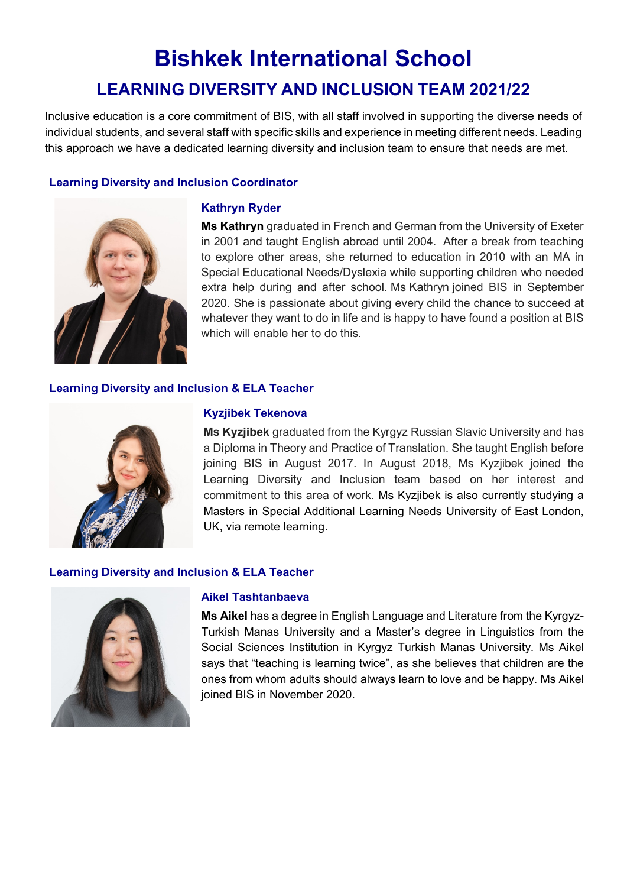# Bishkek International School

## LEARNING DIVERSITY AND INCLUSION TEAM 2021/22

Inclusive education is a core commitment of BIS, with all staff involved in supporting the diverse needs of individual students, and several staff with specific skills and experience in meeting different needs. Leading this approach we have a dedicated learning diversity and inclusion team to ensure that needs are met.

### Learning Diversity and Inclusion Coordinator

#### Kathryn Ryder

**Ms Kathryn** graduated in French and German from the University of Exeter in 2001 and taught English abroad until 2004. After a break from teaching to explore other areas, she returned to education in 2010 with an MA in Special Educational Needs/Dyslexia while supporting children who needed extra help during and after school. Ms Kathryn joined BIS in September 2020. She is passionate about giving every child the chance to succeed at whatever they want to do in life and is happy to have found a position at BIS which will enable her to do this.

### Learning Diversity and Inclusion & ELA Teacher

#### Kyzjibek Tekenova

**Ms Kyzjibek** graduated from the Kyrgyz Russian Slavic University and has a Diploma in Theory and Practice of Translation. She taught English before joining BIS in August 2017. In August 2018, Ms Kyzjibek joined the Learning Diversity and Inclusion team based on her interest and commitment to this area of work. Ms Kyzjibek is also currently studying a Masters in Special Additional Learning Needs University of East London, UK, via remote learning.

### Learning Diversity and Inclusion & ELA Teacher

#### Aikel Tashtanbaeva

**Ms Aikel** has a degree in English Language and Literature from the Kyrgyz-Turkish Manas University and a Master's degree in Linguistics from the Social Sciences Institution in Kyrgyz Turkish Manas University. Ms Aikel says that "teaching is learning twice", as she believes that children are the ones from whom adults should always learn to love and be happy. Ms Aikel joined BIS in November 2020.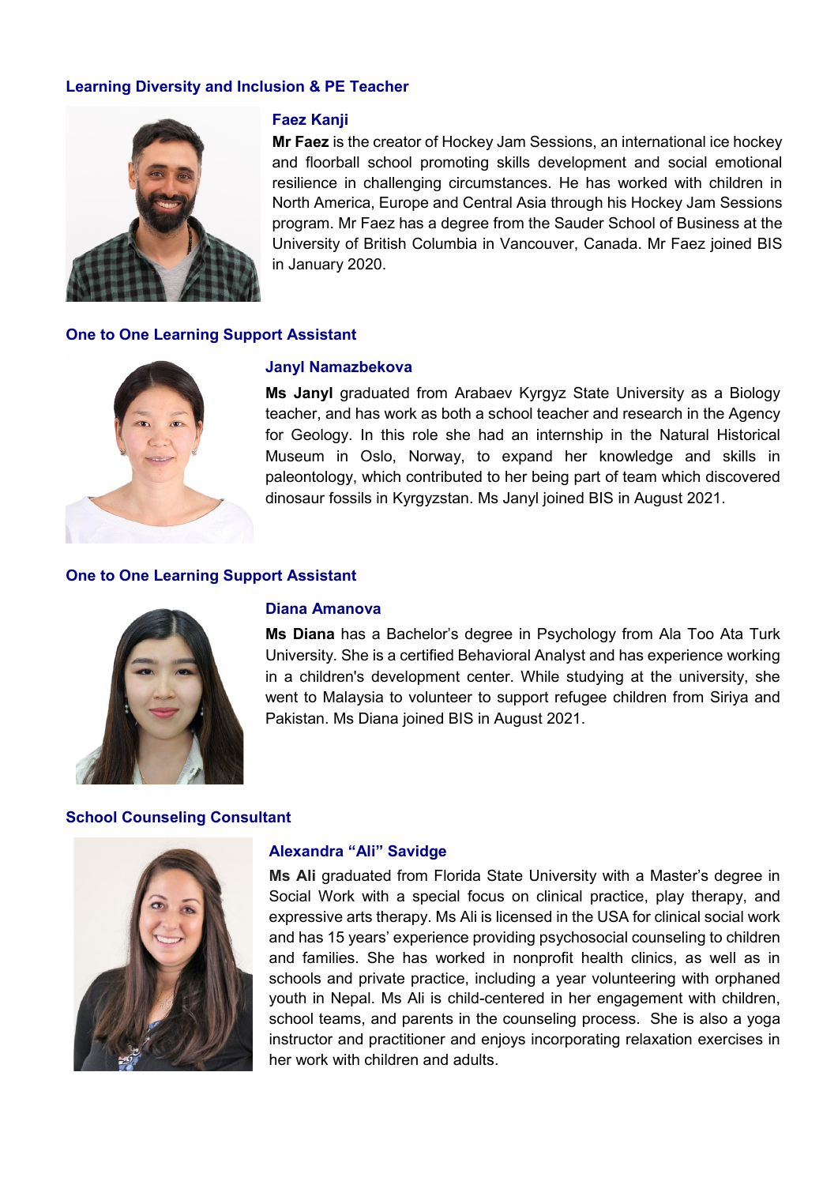### Learning Diversity and Inclusion & PE Teacher

**Faez Kanji**

**Mr Faez** is the creator of Hockey Jam Sessions, an international ice hockey and floorball school promoting skills development and social emotional resilience in challenging circumstances. He has worked with children in North America, Europe and Central Asia through his Hockey Jam Sessions program. Mr Faez has a degree from the Sauder School of Business at the University of British Columbia in Vancouver, Canada. Mr Faez joined BIS in January 2020.

### One to One Learning Support Assistant

**Janyl Namazbekova**

**Ms Janyl** graduated from Arabaev Kyrgyz State University as a Biology teacher, and has work as both a school teacher and research in the Agency for Geology. In this role she had an internship in the Natural Historical Museum in Oslo, Norway, to expand her knowledge and skills in paleontology, which contributed to her being part of team which discovered dinosaur fossils in Kyrgyzstan. Ms Janyl joined BIS in August 2021.

### One to One Learning Support Assistant

**Diana Amanova**

**Ms Diana** has a Bachelor's degree in Psychology from Ala Too Ata Turk University. She is a certified Behavioral Analyst and has experience working in a children's development center. While studying at the university, she went to Malaysia to volunteer to support refugee children from Siriya and Pakistan. Ms Diana joined BIS in August 2021.

### School Counseling Consultant

**Alexandra "Ali" Savidge**

**Ms Ali** graduated from Florida State University with a Master's degree in Social Work with a special focus on clinical practice, play therapy, and expressive arts therapy. Ms Ali is licensed in the USA for clinical social work and has 15 years' experience providing psychosocial counseling to children and families. She has worked in nonprofit health clinics, as well as in schools and private practice, including a year volunteering with orphaned youth in Nepal. Ms Ali is child-centered in her engagement with children, school teams, and parents in the counseling process. She is also a yoga instructor and practitioner and enjoys incorporating relaxation exercises in her work with children and adults.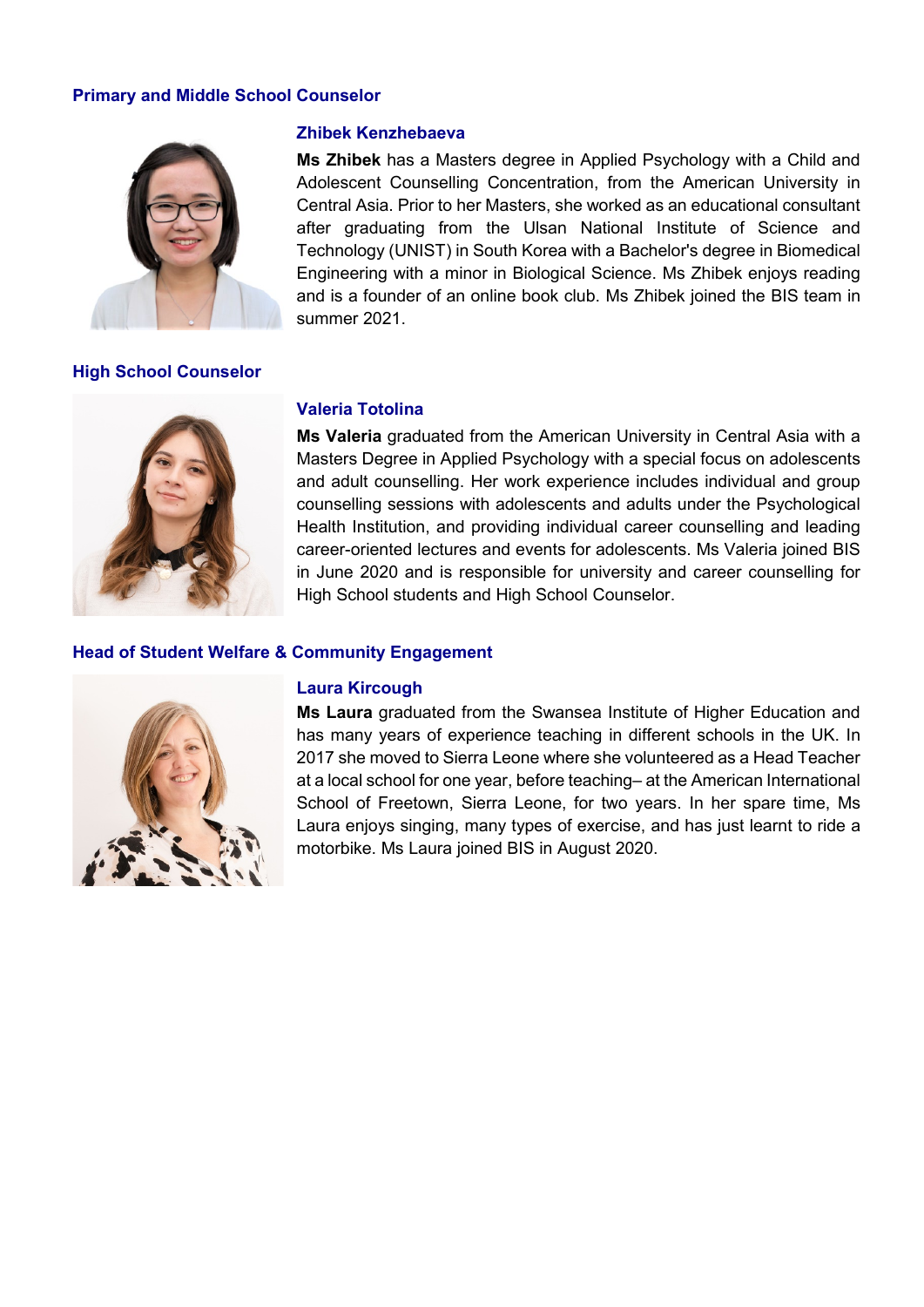## Primary and Middle School Counselor

### Zhibek Kenzhebaeva

**Ms Zhibek** has a Masters degree in Applied Psychology with a Child and Adolescent Counselling Concentration, from the American University in Central Asia. Prior to her Masters, she worked as an educational consultant after graduating from the Ulsan National Institute of Science and Technology (UNIST) in South Korea with a Bachelor's degree in Biomedical Engineering with a minor in Biological Science. Ms Zhibek enjoys reading and is a founder of an online book club. Ms Zhibek joined the BIS team in summer 2021.

## High School Counselor

### Valeria Totolina

**Ms Valeria** graduated from the American University in Central Asia with a Masters Degree in Applied Psychology with a special focus on adolescents and adult counselling. Her work experience includes individual and group counselling sessions with adolescents and adults under the Psychological Health Institution, and providing individual career counselling and leading career-oriented lectures and events for adolescents. Ms Valeria joined BIS in June 2020 and is responsible for university and career counselling for High School students and High School Counselor.

## Head of Student Welfare & Community Engagement

### Laura Kircough

**Ms Laura** graduated from the Swansea Institute of Higher Education and has many years of experience teaching in different schools in the UK. In 2017 she moved to Sierra Leone where she volunteered as a Head Teacher at a local school for one year, before teaching– at the American International School of Freetown, Sierra Leone, for two years. In her spare time, Ms Laura enjoys singing, many types of exercise, and has just learnt to ride a motorbike. Ms Laura joined BIS in August 2020.